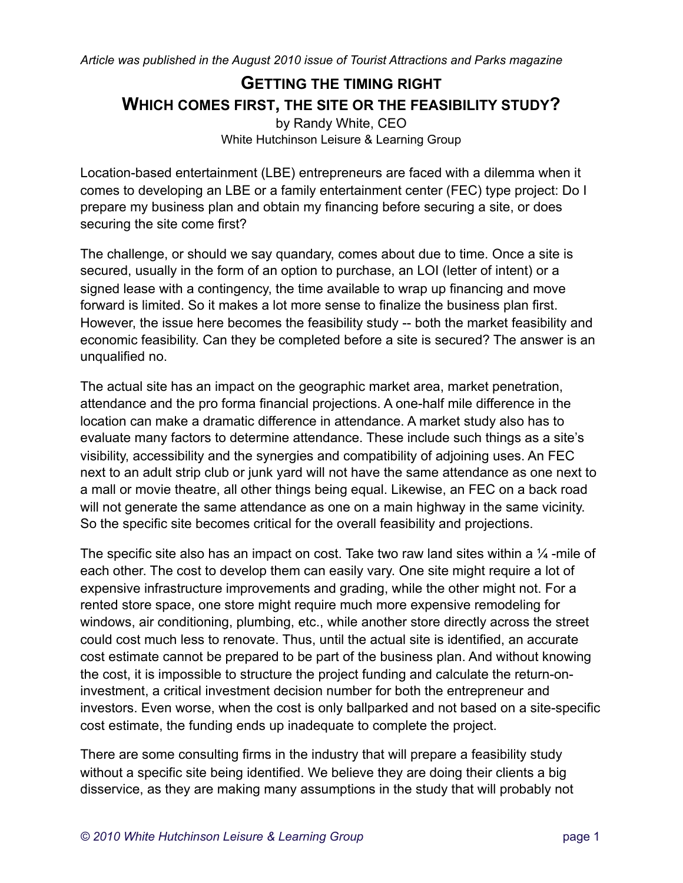*Article was published in the August 2010 issue of Tourist Attractions and Parks magazine*

# GETTING THE TIMING RIGHT
# WHICH COMES FIRST, THE SITE OR THE FEASIBILITY STUDY?

by Randy White, CEO
White Hutchinson Leisure & Learning Group

Location-based entertainment (LBE) entrepreneurs are faced with a dilemma when it comes to developing an LBE or a family entertainment center (FEC) type project: Do I prepare my business plan and obtain my financing before securing a site, or does securing the site come first?

The challenge, or should we say quandary, comes about due to time. Once a site is secured, usually in the form of an option to purchase, an LOI (letter of intent) or a signed lease with a contingency, the time available to wrap up financing and move forward is limited. So it makes a lot more sense to finalize the business plan first. However, the issue here becomes the feasibility study -- both the market feasibility and economic feasibility. Can they be completed before a site is secured? The answer is an unqualified no.

The actual site has an impact on the geographic market area, market penetration, attendance and the pro forma financial projections. A one-half mile difference in the location can make a dramatic difference in attendance. A market study also has to evaluate many factors to determine attendance. These include such things as a site's visibility, accessibility and the synergies and compatibility of adjoining uses. An FEC next to an adult strip club or junk yard will not have the same attendance as one next to a mall or movie theatre, all other things being equal. Likewise, an FEC on a back road will not generate the same attendance as one on a main highway in the same vicinity. So the specific site becomes critical for the overall feasibility and projections.

The specific site also has an impact on cost. Take two raw land sites within a ¼ -mile of each other. The cost to develop them can easily vary. One site might require a lot of expensive infrastructure improvements and grading, while the other might not. For a rented store space, one store might require much more expensive remodeling for windows, air conditioning, plumbing, etc., while another store directly across the street could cost much less to renovate. Thus, until the actual site is identified, an accurate cost estimate cannot be prepared to be part of the business plan. And without knowing the cost, it is impossible to structure the project funding and calculate the return-on-investment, a critical investment decision number for both the entrepreneur and investors. Even worse, when the cost is only ballparked and not based on a site-specific cost estimate, the funding ends up inadequate to complete the project.

There are some consulting firms in the industry that will prepare a feasibility study without a specific site being identified. We believe they are doing their clients a big disservice, as they are making many assumptions in the study that will probably not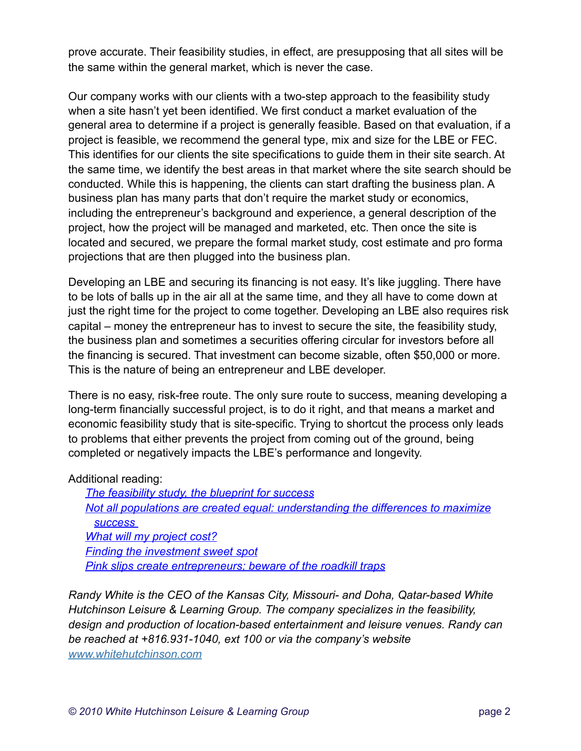prove accurate. Their feasibility studies, in effect, are presupposing that all sites will be the same within the general market, which is never the case.

Our company works with our clients with a two-step approach to the feasibility study when a site hasn't yet been identified. We first conduct a market evaluation of the general area to determine if a project is generally feasible. Based on that evaluation, if a project is feasible, we recommend the general type, mix and size for the LBE or FEC. This identifies for our clients the site specifications to guide them in their site search. At the same time, we identify the best areas in that market where the site search should be conducted. While this is happening, the clients can start drafting the business plan. A business plan has many parts that don't require the market study or economics, including the entrepreneur's background and experience, a general description of the project, how the project will be managed and marketed, etc. Then once the site is located and secured, we prepare the formal market study, cost estimate and pro forma projections that are then plugged into the business plan.

Developing an LBE and securing its financing is not easy. It's like juggling. There have to be lots of balls up in the air all at the same time, and they all have to come down at just the right time for the project to come together. Developing an LBE also requires risk capital – money the entrepreneur has to invest to secure the site, the feasibility study, the business plan and sometimes a securities offering circular for investors before all the financing is secured. That investment can become sizable, often $50,000 or more. This is the nature of being an entrepreneur and LBE developer.

There is no easy, risk-free route. The only sure route to success, meaning developing a long-term financially successful project, is to do it right, and that means a market and economic feasibility study that is site-specific. Trying to shortcut the process only leads to problems that either prevents the project from coming out of the ground, being completed or negatively impacts the LBE's performance and longevity.

Additional reading:

- *The feasibility study, the blueprint for success*
- *Not all populations are created equal: understanding the differences to maximize success*
- *What will my project cost?*
- *Finding the investment sweet spot*
- *Pink slips create entrepreneurs; beware of the roadkill traps*

*Randy White is the CEO of the Kansas City, Missouri- and Doha, Qatar-based White Hutchinson Leisure & Learning Group. The company specializes in the feasibility, design and production of location-based entertainment and leisure venues. Randy can be reached at +816.931-1040, ext 100 or via the company's website www.whitehutchinson.com*

*© 2010 White Hutchinson Leisure & Learning Group*